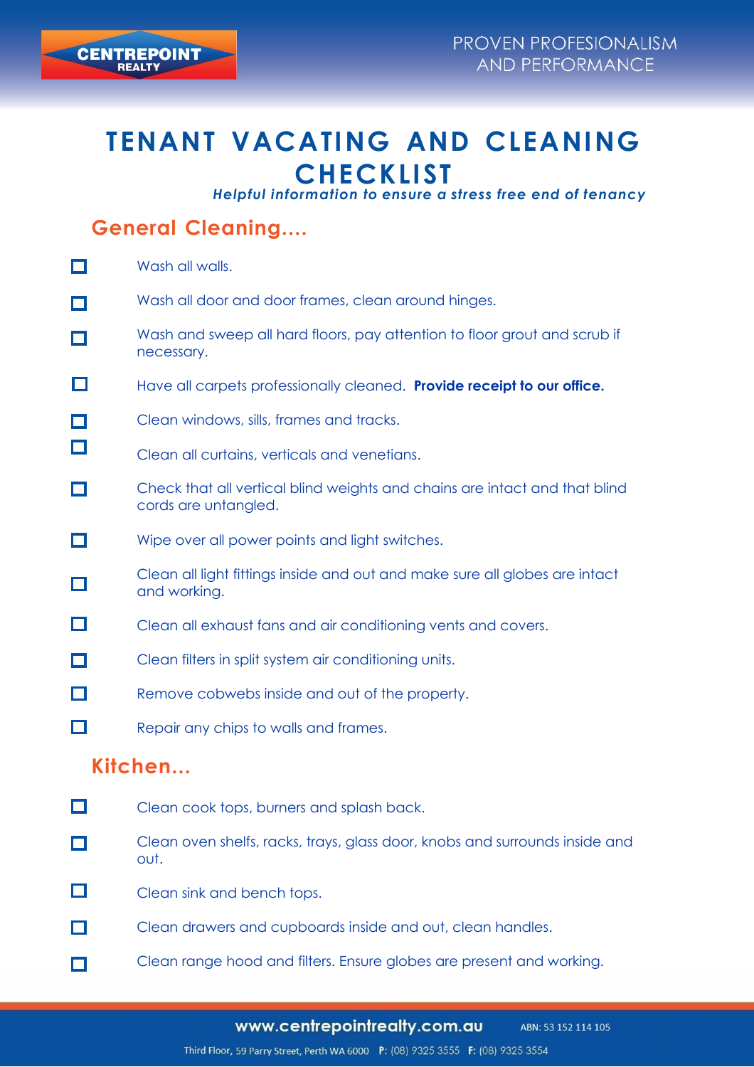# TENANT VACATING AND CLEANING CHECKLIST

***Helpful information to ensure a stress free end of tenancy***

## General Cleaning....

- [ ] Wash all walls.
- [ ] Wash all door and door frames, clean around hinges.
- [ ] Wash and sweep all hard floors, pay attention to floor grout and scrub if necessary.
- [ ] Have all carpets professionally cleaned. **Provide receipt to our office.**
- [ ] Clean windows, sills, frames and tracks.
- [ ] Clean all curtains, verticals and venetians.
- [ ] Check that all vertical blind weights and chains are intact and that blind cords are untangled.
- [ ] Wipe over all power points and light switches.
- [ ] Clean all light fittings inside and out and make sure all globes are intact and working.
- [ ] Clean all exhaust fans and air conditioning vents and covers.
- [ ] Clean filters in split system air conditioning units.
- [ ] Remove cobwebs inside and out of the property.
- [ ] Repair any chips to walls and frames.

## Kitchen...

- [ ] Clean cook tops, burners and splash back.
- [ ] Clean oven shelfs, racks, trays, glass door, knobs and surrounds inside and out.
- [ ] Clean sink and bench tops.
- [ ] Clean drawers and cupboards inside and out, clean handles.
- [ ] Clean range hood and filters. Ensure globes are present and working.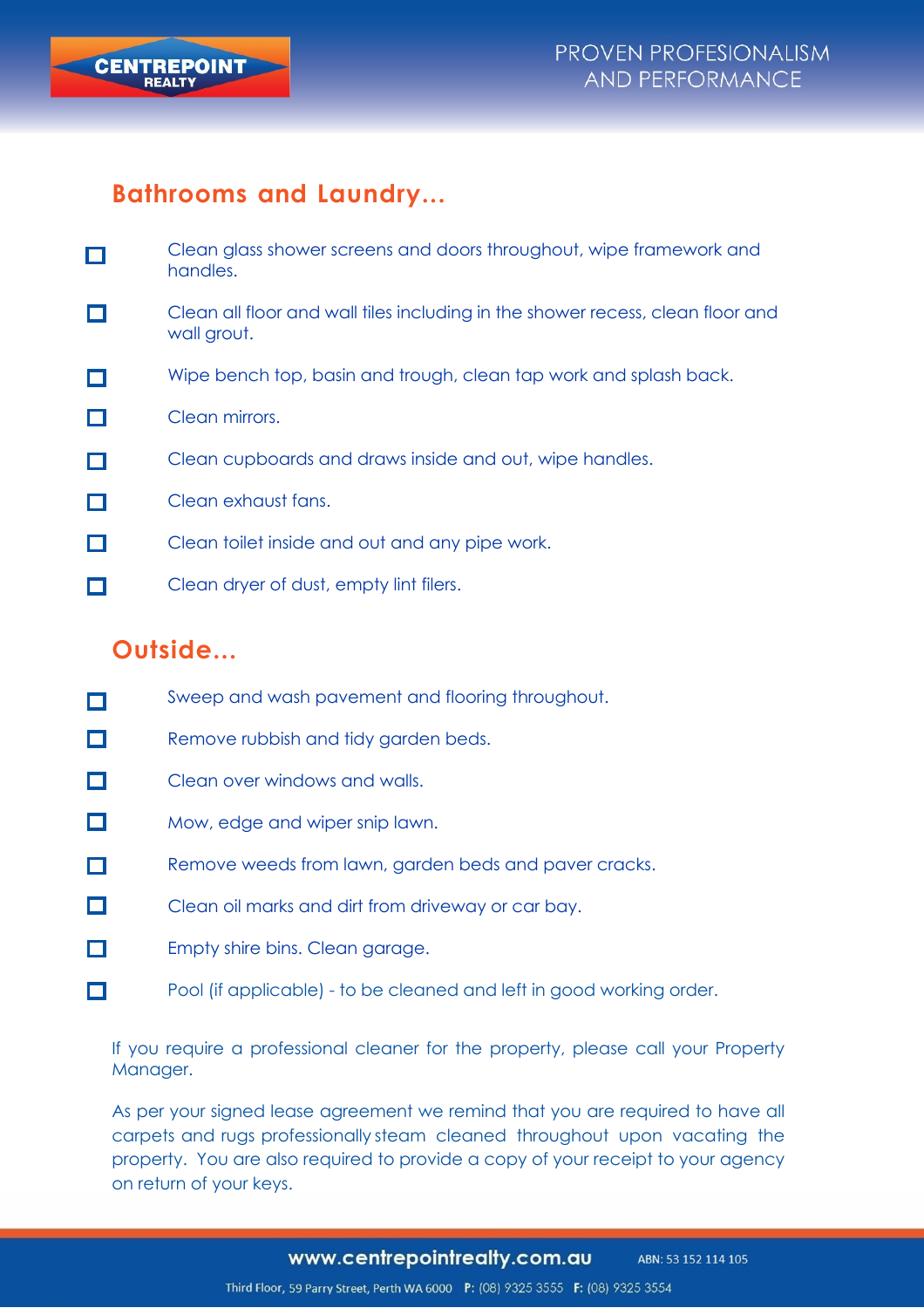## Bathrooms and Laundry...

- [ ] Clean glass shower screens and doors throughout, wipe framework and handles.
- [ ] Clean all floor and wall tiles including in the shower recess, clean floor and wall grout.
- [ ] Wipe bench top, basin and trough, clean tap work and splash back.
- [ ] Clean mirrors.
- [ ] Clean cupboards and draws inside and out, wipe handles.
- [ ] Clean exhaust fans.
- [ ] Clean toilet inside and out and any pipe work.
- [ ] Clean dryer of dust, empty lint filers.

## Outside...

- [ ] Sweep and wash pavement and flooring throughout.
- [ ] Remove rubbish and tidy garden beds.
- [ ] Clean over windows and walls.
- [ ] Mow, edge and wiper snip lawn.
- [ ] Remove weeds from lawn, garden beds and paver cracks.
- [ ] Clean oil marks and dirt from driveway or car bay.
- [ ] Empty shire bins. Clean garage.
- [ ] Pool (if applicable) - to be cleaned and left in good working order.

If you require a professional cleaner for the property, please call your Property Manager.

As per your signed lease agreement we remind that you are required to have all carpets and rugs professionally steam cleaned throughout upon vacating the property. You are also required to provide a copy of your receipt to your agency on return of your keys.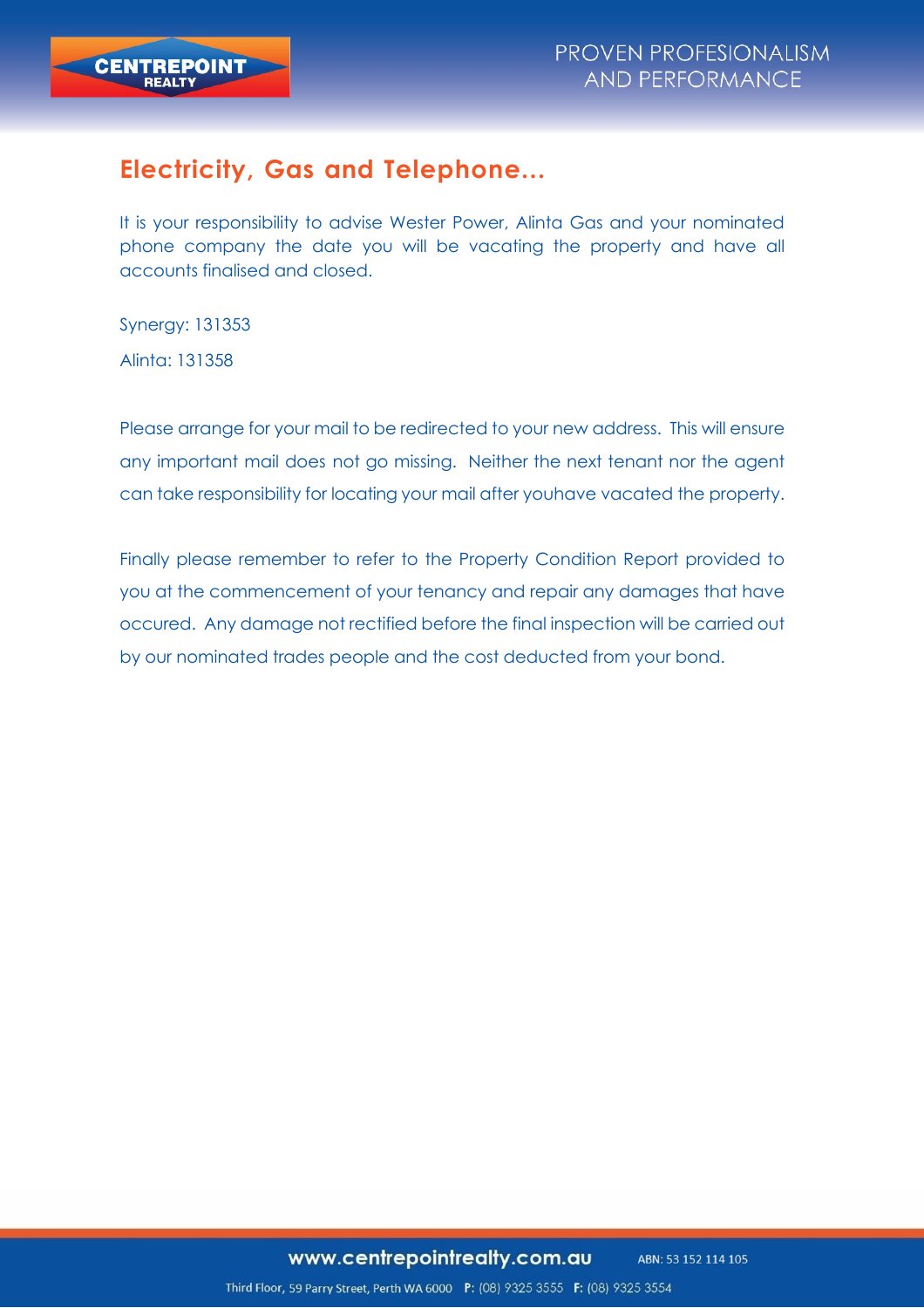## Electricity, Gas and Telephone...

It is your responsibility to advise Wester Power, Alinta Gas and your nominated phone company the date you will be vacating the property and have all accounts finalised and closed.

Synergy: 131353

Alinta: 131358

Please arrange for your mail to be redirected to your new address. This will ensure any important mail does not go missing. Neither the next tenant nor the agent can take responsibility for locating your mail after youhave vacated the property.

Finally please remember to refer to the Property Condition Report provided to you at the commencement of your tenancy and repair any damages that have occured. Any damage not rectified before the final inspection will be carried out by our nominated trades people and the cost deducted from your bond.